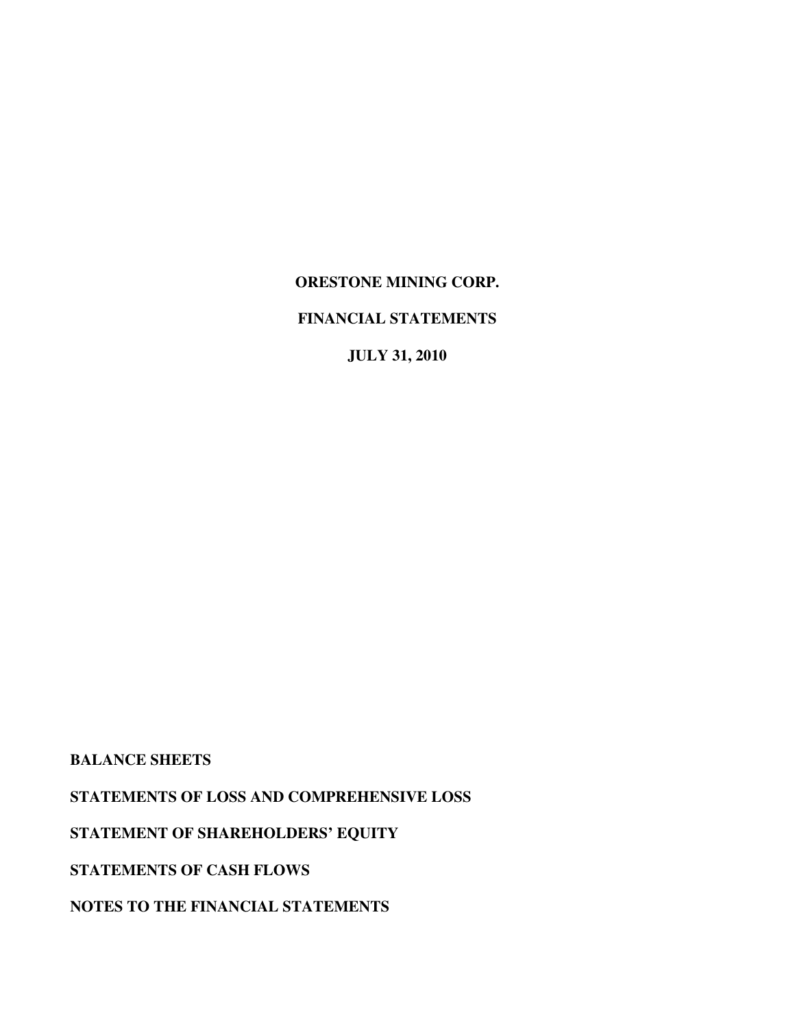# ORESTONE MINING CORP.

## FINANCIAL STATEMENTS

## JULY 31, 2010

**BALANCE SHEETS**

**STATEMENTS OF LOSS AND COMPREHENSIVE LOSS**

**STATEMENT OF SHAREHOLDERS' EQUITY**

**STATEMENTS OF CASH FLOWS**

**NOTES TO THE FINANCIAL STATEMENTS**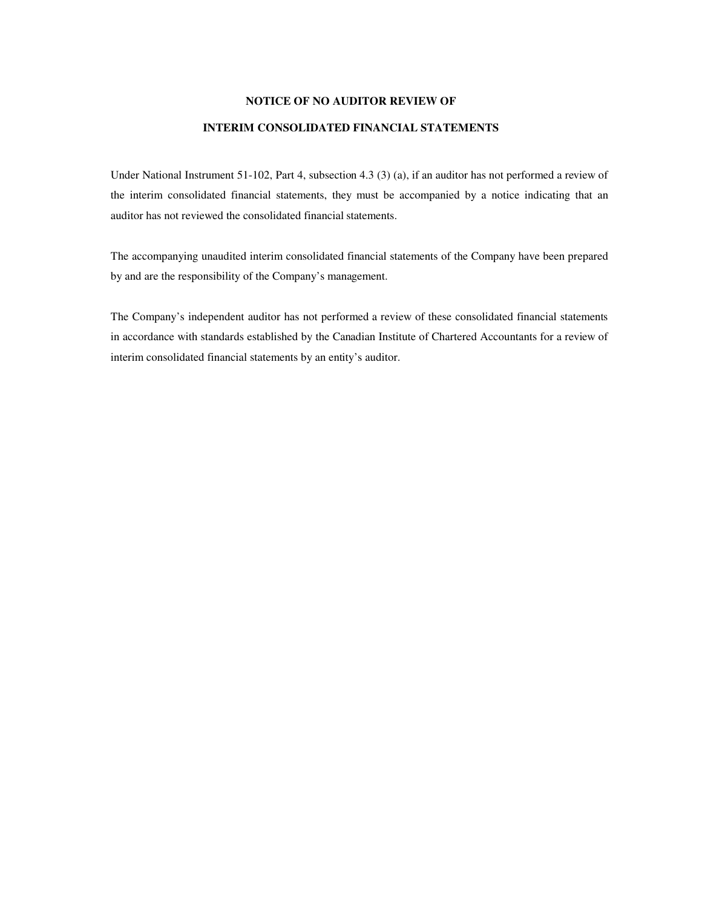# NOTICE OF NO AUDITOR REVIEW OF

# INTERIM CONSOLIDATED FINANCIAL STATEMENTS

Under National Instrument 51-102, Part 4, subsection 4.3 (3) (a), if an auditor has not performed a review of the interim consolidated financial statements, they must be accompanied by a notice indicating that an auditor has not reviewed the consolidated financial statements.

The accompanying unaudited interim consolidated financial statements of the Company have been prepared by and are the responsibility of the Company's management.

The Company's independent auditor has not performed a review of these consolidated financial statements in accordance with standards established by the Canadian Institute of Chartered Accountants for a review of interim consolidated financial statements by an entity's auditor.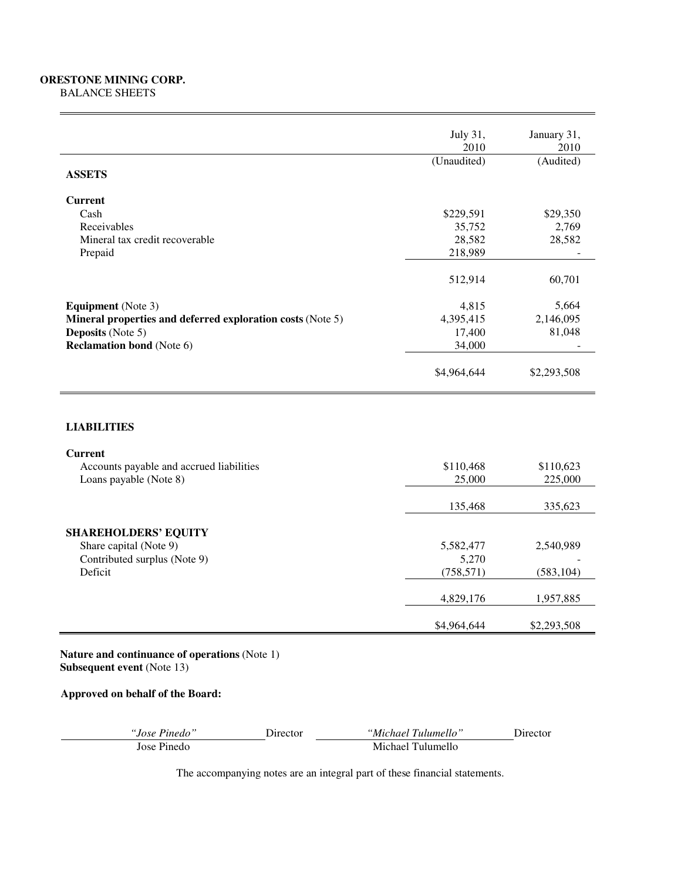**ORESTONE MINING CORP.**
BALANCE SHEETS

| | July 31, 2010 | January 31, 2010 |
|---|---|---|
| | (Unaudited) | (Audited) |
| **ASSETS** | | |
| **Current** | | |
| Cash | $229,591 | $29,350 |
| Receivables | 35,752 | 2,769 |
| Mineral tax credit recoverable | 28,582 | 28,582 |
| Prepaid | 218,989 | - |
| | 512,914 | 60,701 |
| **Equipment** (Note 3) | 4,815 | 5,664 |
| **Mineral properties and deferred exploration costs** (Note 5) | 4,395,415 | 2,146,095 |
| **Deposits** (Note 5) | 17,400 | 81,048 |
| **Reclamation bond** (Note 6) | 34,000 | - |
| | $4,964,644 | $2,293,508 |
| **LIABILITIES** | | |
| **Current** | | |
| Accounts payable and accrued liabilities | $110,468 | $110,623 |
| Loans payable (Note 8) | 25,000 | 225,000 |
| | 135,468 | 335,623 |
| **SHAREHOLDERS' EQUITY** | | |
| Share capital (Note 9) | 5,582,477 | 2,540,989 |
| Contributed surplus (Note 9) | 5,270 | - |
| Deficit | (758,571) | (583,104) |
| | 4,829,176 | 1,957,885 |
| | $4,964,644 | $2,293,508 |

**Nature and continuance of operations** (Note 1)
**Subsequent event** (Note 13)

**Approved on behalf of the Board:**

| *"Jose Pinedo"* | Director | *"Michael Tulumello"* | Director |
|---|---|---|---|
| Jose Pinedo | | Michael Tulumello | |

The accompanying notes are an integral part of these financial statements.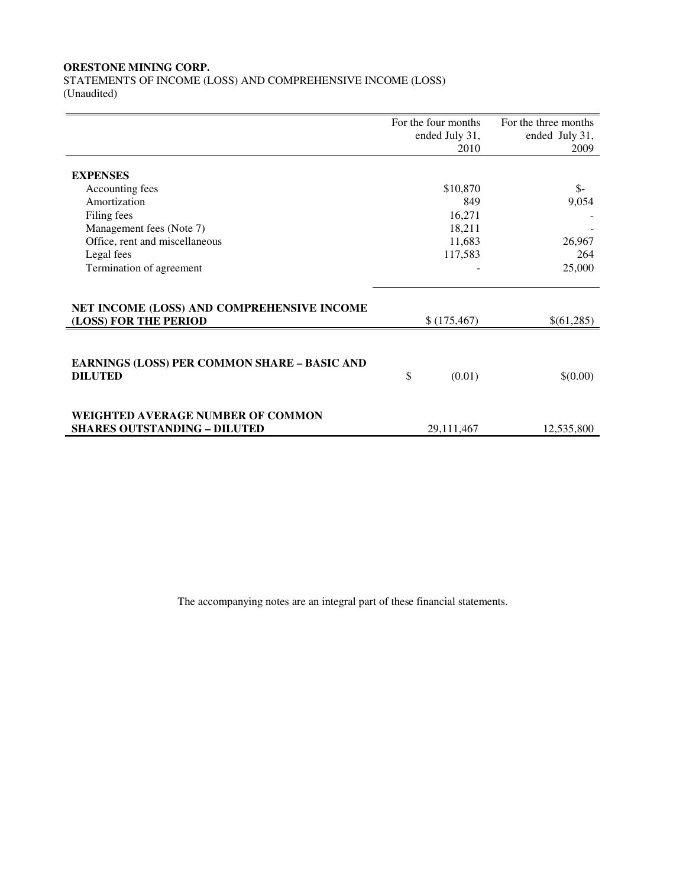**ORESTONE MINING CORP.**

STATEMENTS OF INCOME (LOSS) AND COMPREHENSIVE INCOME (LOSS)

(Unaudited)

| | For the four months ended July 31, 2010 | For the three months ended July 31, 2009 |
|---|---|---|
| **EXPENSES** | | |
| Accounting fees | $10,870 | $- |
| Amortization | 849 | 9,054 |
| Filing fees | 16,271 | - |
| Management fees (Note 7) | 18,211 | - |
| Office, rent and miscellaneous | 11,683 | 26,967 |
| Legal fees | 117,583 | 264 |
| Termination of agreement | - | 25,000 |
| **NET INCOME (LOSS) AND COMPREHENSIVE INCOME (LOSS) FOR THE PERIOD** | $ (175,467) | $(61,285) |
| **EARNINGS (LOSS) PER COMMON SHARE – BASIC AND DILUTED** | $ (0.01) | $(0.00) |
| **WEIGHTED AVERAGE NUMBER OF COMMON SHARES OUTSTANDING – DILUTED** | 29,111,467 | 12,535,800 |

The accompanying notes are an integral part of these financial statements.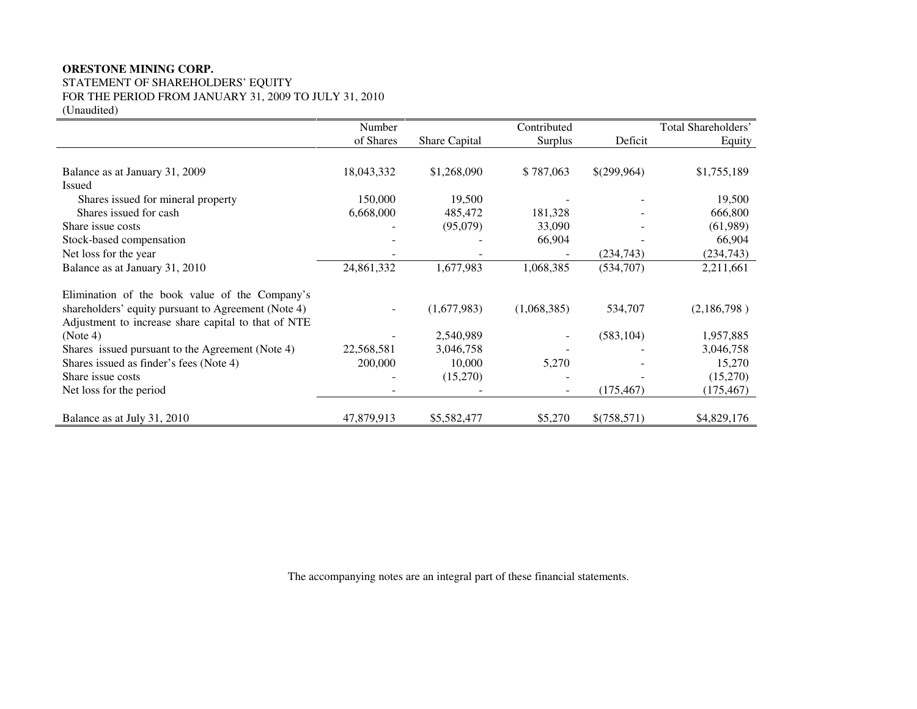**ORESTONE MINING CORP.**
STATEMENT OF SHAREHOLDERS' EQUITY
FOR THE PERIOD FROM JANUARY 31, 2009 TO JULY 31, 2010
(Unaudited)

| | Number of Shares | Share Capital | Contributed Surplus | Deficit | Total Shareholders' Equity |
|---|---|---|---|---|---|
| Balance as at January 31, 2009 | 18,043,332 | $1,268,090 | $ 787,063 | $(299,964) | $1,755,189 |
| Issued | | | | | |
| Shares issued for mineral property | 150,000 | 19,500 | - | - | 19,500 |
| Shares issued for cash | 6,668,000 | 485,472 | 181,328 | - | 666,800 |
| Share issue costs | - | (95,079) | 33,090 | - | (61,989) |
| Stock-based compensation | - | - | 66,904 | - | 66,904 |
| Net loss for the year | - | - | - | (234,743) | (234,743) |
| Balance as at January 31, 2010 | 24,861,332 | 1,677,983 | 1,068,385 | (534,707) | 2,211,661 |
| Elimination of the book value of the Company's shareholders' equity pursuant to Agreement (Note 4) | - | (1,677,983) | (1,068,385) | 534,707 | (2,186,798 ) |
| Adjustment to increase share capital to that of NTE (Note 4) | - | 2,540,989 | - | (583,104) | 1,957,885 |
| Shares issued pursuant to the Agreement (Note 4) | 22,568,581 | 3,046,758 | - | - | 3,046,758 |
| Shares issued as finder's fees (Note 4) | 200,000 | 10,000 | 5,270 | - | 15,270 |
| Share issue costs | - | (15,270) | - | - | (15,270) |
| Net loss for the period | - | - | - | (175,467) | (175,467) |
| Balance as at July 31, 2010 | 47,879,913 | $5,582,477 | $5,270 | $(758,571) | $4,829,176 |

The accompanying notes are an integral part of these financial statements.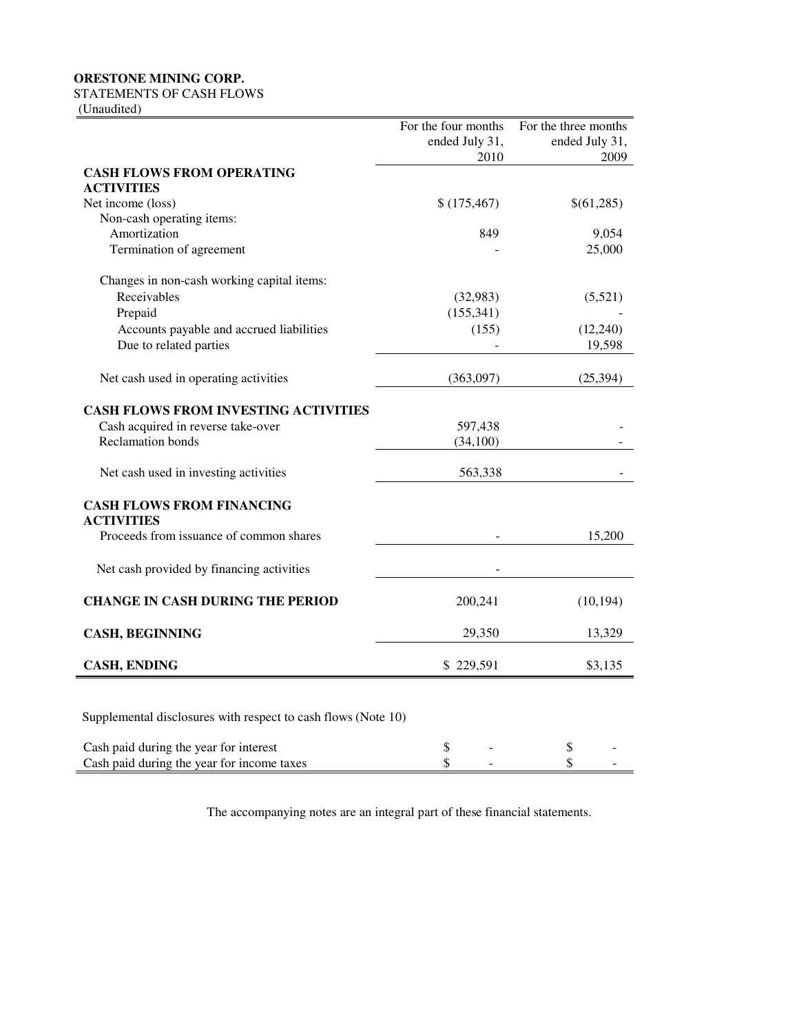**ORESTONE MINING CORP.**
STATEMENTS OF CASH FLOWS
(Unaudited)

| | For the four months ended July 31, 2010 | For the three months ended July 31, 2009 |
|---|---|---|
| **CASH FLOWS FROM OPERATING ACTIVITIES** | | |
| Net income (loss) | $ (175,467) | $(61,285) |
| Non-cash operating items: | | |
| Amortization | 849 | 9,054 |
| Termination of agreement | - | 25,000 |
| | | |
| Changes in non-cash working capital items: | | |
| Receivables | (32,983) | (5,521) |
| Prepaid | (155,341) | - |
| Accounts payable and accrued liabilities | (155) | (12,240) |
| Due to related parties | - | 19,598 |
| | | |
| Net cash used in operating activities | (363,097) | (25,394) |
| | | |
| **CASH FLOWS FROM INVESTING ACTIVITIES** | | |
| Cash acquired in reverse take-over | 597,438 | - |
| Reclamation bonds | (34,100) | - |
| | | |
| Net cash used in investing activities | 563,338 | - |
| | | |
| **CASH FLOWS FROM FINANCING ACTIVITIES** | | |
| Proceeds from issuance of common shares | - | 15,200 |
| | | |
| Net cash provided by financing activities | - | |
| | | |
| **CHANGE IN CASH DURING THE PERIOD** | 200,241 | (10,194) |
| | | |
| **CASH, BEGINNING** | 29,350 | 13,329 |
| | | |
| **CASH, ENDING** | $ 229,591 | $3,135 |

Supplemental disclosures with respect to cash flows (Note 10)

| | | |
|---|---|---|
| Cash paid during the year for interest | $ - | $ - |
| Cash paid during the year for income taxes | $ - | $ - |

The accompanying notes are an integral part of these financial statements.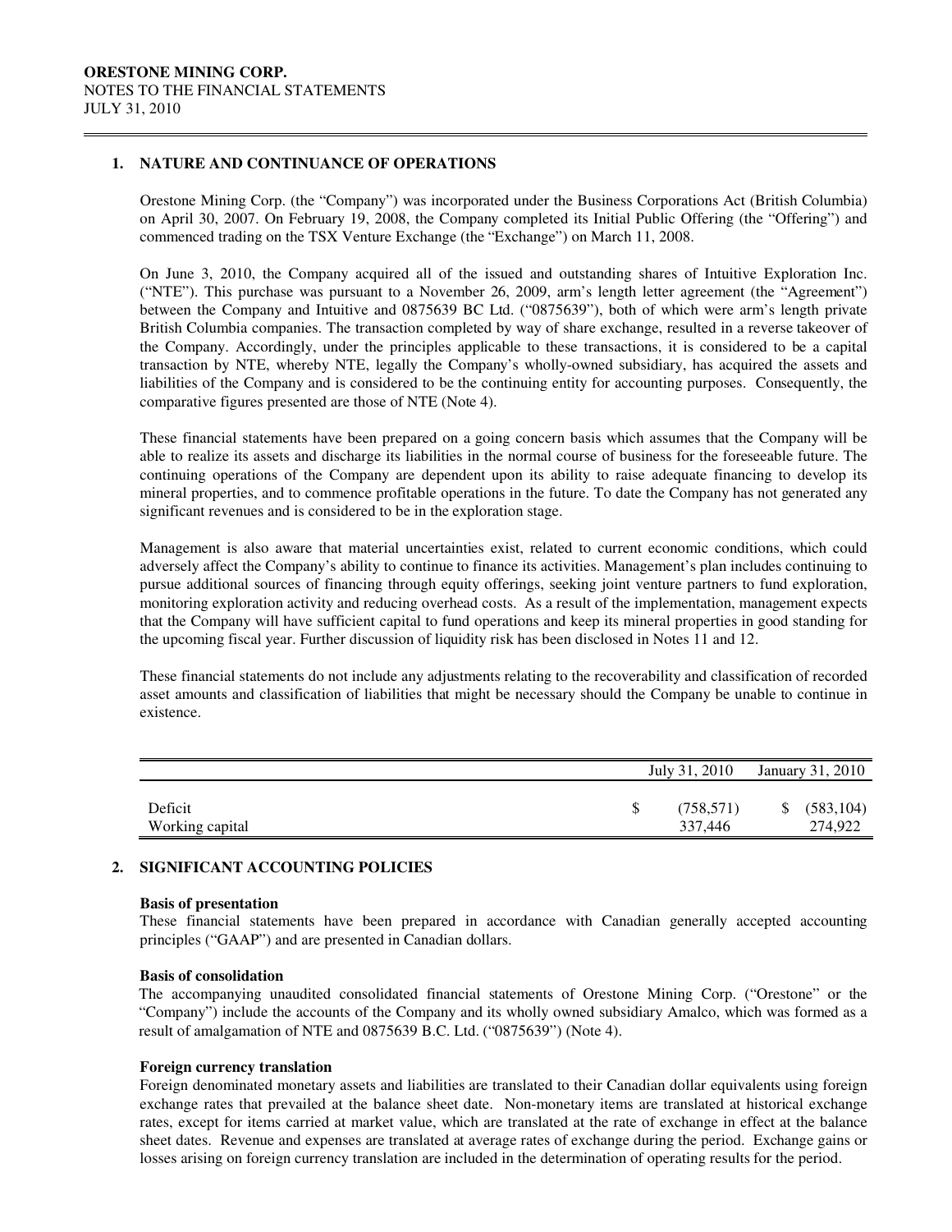**ORESTONE MINING CORP.**
NOTES TO THE FINANCIAL STATEMENTS
JULY 31, 2010

## 1. NATURE AND CONTINUANCE OF OPERATIONS

Orestone Mining Corp. (the "Company") was incorporated under the Business Corporations Act (British Columbia) on April 30, 2007. On February 19, 2008, the Company completed its Initial Public Offering (the "Offering") and commenced trading on the TSX Venture Exchange (the "Exchange") on March 11, 2008.

On June 3, 2010, the Company acquired all of the issued and outstanding shares of Intuitive Exploration Inc. ("NTE"). This purchase was pursuant to a November 26, 2009, arm's length letter agreement (the "Agreement") between the Company and Intuitive and 0875639 BC Ltd. ("0875639"), both of which were arm's length private British Columbia companies. The transaction completed by way of share exchange, resulted in a reverse takeover of the Company. Accordingly, under the principles applicable to these transactions, it is considered to be a capital transaction by NTE, whereby NTE, legally the Company's wholly-owned subsidiary, has acquired the assets and liabilities of the Company and is considered to be the continuing entity for accounting purposes. Consequently, the comparative figures presented are those of NTE (Note 4).

These financial statements have been prepared on a going concern basis which assumes that the Company will be able to realize its assets and discharge its liabilities in the normal course of business for the foreseeable future. The continuing operations of the Company are dependent upon its ability to raise adequate financing to develop its mineral properties, and to commence profitable operations in the future. To date the Company has not generated any significant revenues and is considered to be in the exploration stage.

Management is also aware that material uncertainties exist, related to current economic conditions, which could adversely affect the Company's ability to continue to finance its activities. Management's plan includes continuing to pursue additional sources of financing through equity offerings, seeking joint venture partners to fund exploration, monitoring exploration activity and reducing overhead costs. As a result of the implementation, management expects that the Company will have sufficient capital to fund operations and keep its mineral properties in good standing for the upcoming fiscal year. Further discussion of liquidity risk has been disclosed in Notes 11 and 12.

These financial statements do not include any adjustments relating to the recoverability and classification of recorded asset amounts and classification of liabilities that might be necessary should the Company be unable to continue in existence.

| | July 31, 2010 | January 31, 2010 |
|---|---|---|
| Deficit | $ (758,571) | $ (583,104) |
| Working capital | 337,446 | 274,922 |

## 2. SIGNIFICANT ACCOUNTING POLICIES

**Basis of presentation**
These financial statements have been prepared in accordance with Canadian generally accepted accounting principles ("GAAP") and are presented in Canadian dollars.

**Basis of consolidation**
The accompanying unaudited consolidated financial statements of Orestone Mining Corp. ("Orestone" or the "Company") include the accounts of the Company and its wholly owned subsidiary Amalco, which was formed as a result of amalgamation of NTE and 0875639 B.C. Ltd. ("0875639") (Note 4).

**Foreign currency translation**
Foreign denominated monetary assets and liabilities are translated to their Canadian dollar equivalents using foreign exchange rates that prevailed at the balance sheet date. Non-monetary items are translated at historical exchange rates, except for items carried at market value, which are translated at the rate of exchange in effect at the balance sheet dates. Revenue and expenses are translated at average rates of exchange during the period. Exchange gains or losses arising on foreign currency translation are included in the determination of operating results for the period.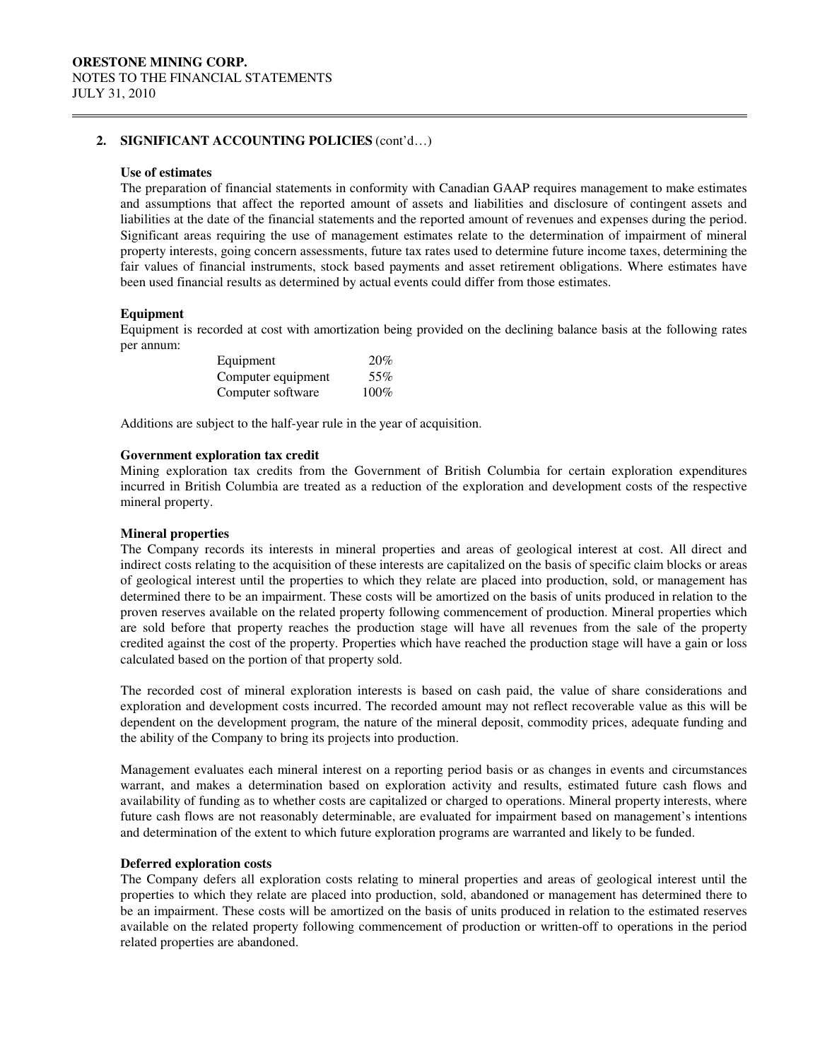## 2. SIGNIFICANT ACCOUNTING POLICIES (cont'd…)

**Use of estimates**

The preparation of financial statements in conformity with Canadian GAAP requires management to make estimates and assumptions that affect the reported amount of assets and liabilities and disclosure of contingent assets and liabilities at the date of the financial statements and the reported amount of revenues and expenses during the period. Significant areas requiring the use of management estimates relate to the determination of impairment of mineral property interests, going concern assessments, future tax rates used to determine future income taxes, determining the fair values of financial instruments, stock based payments and asset retirement obligations. Where estimates have been used financial results as determined by actual events could differ from those estimates.

**Equipment**

Equipment is recorded at cost with amortization being provided on the declining balance basis at the following rates per annum:

| | |
|---|---|
| Equipment | 20% |
| Computer equipment | 55% |
| Computer software | 100% |

Additions are subject to the half-year rule in the year of acquisition.

**Government exploration tax credit**

Mining exploration tax credits from the Government of British Columbia for certain exploration expenditures incurred in British Columbia are treated as a reduction of the exploration and development costs of the respective mineral property.

**Mineral properties**

The Company records its interests in mineral properties and areas of geological interest at cost. All direct and indirect costs relating to the acquisition of these interests are capitalized on the basis of specific claim blocks or areas of geological interest until the properties to which they relate are placed into production, sold, or management has determined there to be an impairment. These costs will be amortized on the basis of units produced in relation to the proven reserves available on the related property following commencement of production. Mineral properties which are sold before that property reaches the production stage will have all revenues from the sale of the property credited against the cost of the property. Properties which have reached the production stage will have a gain or loss calculated based on the portion of that property sold.

The recorded cost of mineral exploration interests is based on cash paid, the value of share considerations and exploration and development costs incurred. The recorded amount may not reflect recoverable value as this will be dependent on the development program, the nature of the mineral deposit, commodity prices, adequate funding and the ability of the Company to bring its projects into production.

Management evaluates each mineral interest on a reporting period basis or as changes in events and circumstances warrant, and makes a determination based on exploration activity and results, estimated future cash flows and availability of funding as to whether costs are capitalized or charged to operations. Mineral property interests, where future cash flows are not reasonably determinable, are evaluated for impairment based on management's intentions and determination of the extent to which future exploration programs are warranted and likely to be funded.

**Deferred exploration costs**

The Company defers all exploration costs relating to mineral properties and areas of geological interest until the properties to which they relate are placed into production, sold, abandoned or management has determined there to be an impairment. These costs will be amortized on the basis of units produced in relation to the estimated reserves available on the related property following commencement of production or written-off to operations in the period related properties are abandoned.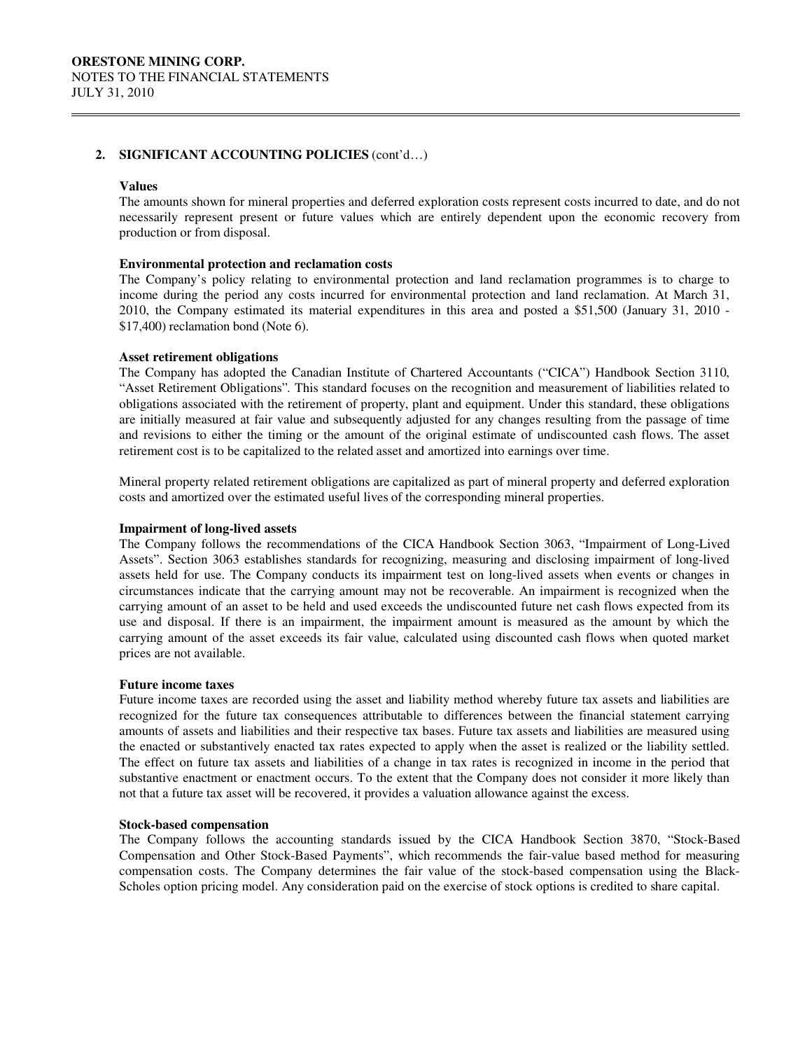## 2. SIGNIFICANT ACCOUNTING POLICIES (cont'd…)

### Values

The amounts shown for mineral properties and deferred exploration costs represent costs incurred to date, and do not necessarily represent present or future values which are entirely dependent upon the economic recovery from production or from disposal.

### Environmental protection and reclamation costs

The Company's policy relating to environmental protection and land reclamation programmes is to charge to income during the period any costs incurred for environmental protection and land reclamation. At March 31, 2010, the Company estimated its material expenditures in this area and posted a $51,500 (January 31, 2010 - $17,400) reclamation bond (Note 6).

### Asset retirement obligations

The Company has adopted the Canadian Institute of Chartered Accountants ("CICA") Handbook Section 3110, "Asset Retirement Obligations". This standard focuses on the recognition and measurement of liabilities related to obligations associated with the retirement of property, plant and equipment. Under this standard, these obligations are initially measured at fair value and subsequently adjusted for any changes resulting from the passage of time and revisions to either the timing or the amount of the original estimate of undiscounted cash flows. The asset retirement cost is to be capitalized to the related asset and amortized into earnings over time.

Mineral property related retirement obligations are capitalized as part of mineral property and deferred exploration costs and amortized over the estimated useful lives of the corresponding mineral properties.

### Impairment of long-lived assets

The Company follows the recommendations of the CICA Handbook Section 3063, "Impairment of Long-Lived Assets". Section 3063 establishes standards for recognizing, measuring and disclosing impairment of long-lived assets held for use. The Company conducts its impairment test on long-lived assets when events or changes in circumstances indicate that the carrying amount may not be recoverable. An impairment is recognized when the carrying amount of an asset to be held and used exceeds the undiscounted future net cash flows expected from its use and disposal. If there is an impairment, the impairment amount is measured as the amount by which the carrying amount of the asset exceeds its fair value, calculated using discounted cash flows when quoted market prices are not available.

### Future income taxes

Future income taxes are recorded using the asset and liability method whereby future tax assets and liabilities are recognized for the future tax consequences attributable to differences between the financial statement carrying amounts of assets and liabilities and their respective tax bases. Future tax assets and liabilities are measured using the enacted or substantively enacted tax rates expected to apply when the asset is realized or the liability settled. The effect on future tax assets and liabilities of a change in tax rates is recognized in income in the period that substantive enactment or enactment occurs. To the extent that the Company does not consider it more likely than not that a future tax asset will be recovered, it provides a valuation allowance against the excess.

### Stock-based compensation

The Company follows the accounting standards issued by the CICA Handbook Section 3870, "Stock-Based Compensation and Other Stock-Based Payments", which recommends the fair-value based method for measuring compensation costs. The Company determines the fair value of the stock-based compensation using the Black-Scholes option pricing model. Any consideration paid on the exercise of stock options is credited to share capital.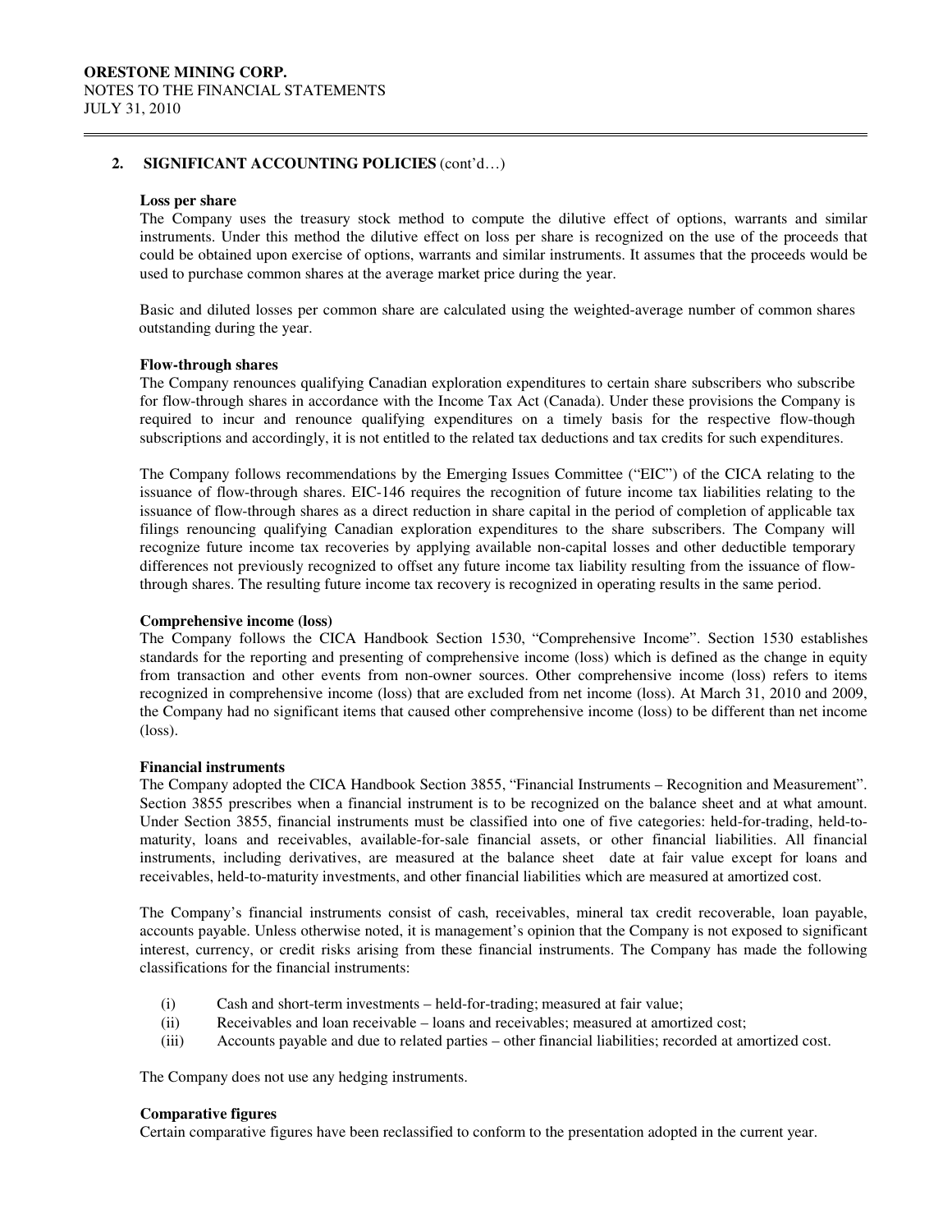**ORESTONE MINING CORP.**
NOTES TO THE FINANCIAL STATEMENTS
JULY 31, 2010

## 2. SIGNIFICANT ACCOUNTING POLICIES (cont'd…)

**Loss per share**

The Company uses the treasury stock method to compute the dilutive effect of options, warrants and similar instruments. Under this method the dilutive effect on loss per share is recognized on the use of the proceeds that could be obtained upon exercise of options, warrants and similar instruments. It assumes that the proceeds would be used to purchase common shares at the average market price during the year.

Basic and diluted losses per common share are calculated using the weighted-average number of common shares outstanding during the year.

**Flow-through shares**

The Company renounces qualifying Canadian exploration expenditures to certain share subscribers who subscribe for flow-through shares in accordance with the Income Tax Act (Canada). Under these provisions the Company is required to incur and renounce qualifying expenditures on a timely basis for the respective flow-though subscriptions and accordingly, it is not entitled to the related tax deductions and tax credits for such expenditures.

The Company follows recommendations by the Emerging Issues Committee ("EIC") of the CICA relating to the issuance of flow-through shares. EIC-146 requires the recognition of future income tax liabilities relating to the issuance of flow-through shares as a direct reduction in share capital in the period of completion of applicable tax filings renouncing qualifying Canadian exploration expenditures to the share subscribers. The Company will recognize future income tax recoveries by applying available non-capital losses and other deductible temporary differences not previously recognized to offset any future income tax liability resulting from the issuance of flow-through shares. The resulting future income tax recovery is recognized in operating results in the same period.

**Comprehensive income (loss)**

The Company follows the CICA Handbook Section 1530, "Comprehensive Income". Section 1530 establishes standards for the reporting and presenting of comprehensive income (loss) which is defined as the change in equity from transaction and other events from non-owner sources. Other comprehensive income (loss) refers to items recognized in comprehensive income (loss) that are excluded from net income (loss). At March 31, 2010 and 2009, the Company had no significant items that caused other comprehensive income (loss) to be different than net income (loss).

**Financial instruments**

The Company adopted the CICA Handbook Section 3855, "Financial Instruments – Recognition and Measurement". Section 3855 prescribes when a financial instrument is to be recognized on the balance sheet and at what amount. Under Section 3855, financial instruments must be classified into one of five categories: held-for-trading, held-to-maturity, loans and receivables, available-for-sale financial assets, or other financial liabilities. All financial instruments, including derivatives, are measured at the balance sheet date at fair value except for loans and receivables, held-to-maturity investments, and other financial liabilities which are measured at amortized cost.

The Company's financial instruments consist of cash, receivables, mineral tax credit recoverable, loan payable, accounts payable. Unless otherwise noted, it is management's opinion that the Company is not exposed to significant interest, currency, or credit risks arising from these financial instruments. The Company has made the following classifications for the financial instruments:

(i) Cash and short-term investments – held-for-trading; measured at fair value;
(ii) Receivables and loan receivable – loans and receivables; measured at amortized cost;
(iii) Accounts payable and due to related parties – other financial liabilities; recorded at amortized cost.

The Company does not use any hedging instruments.

**Comparative figures**

Certain comparative figures have been reclassified to conform to the presentation adopted in the current year.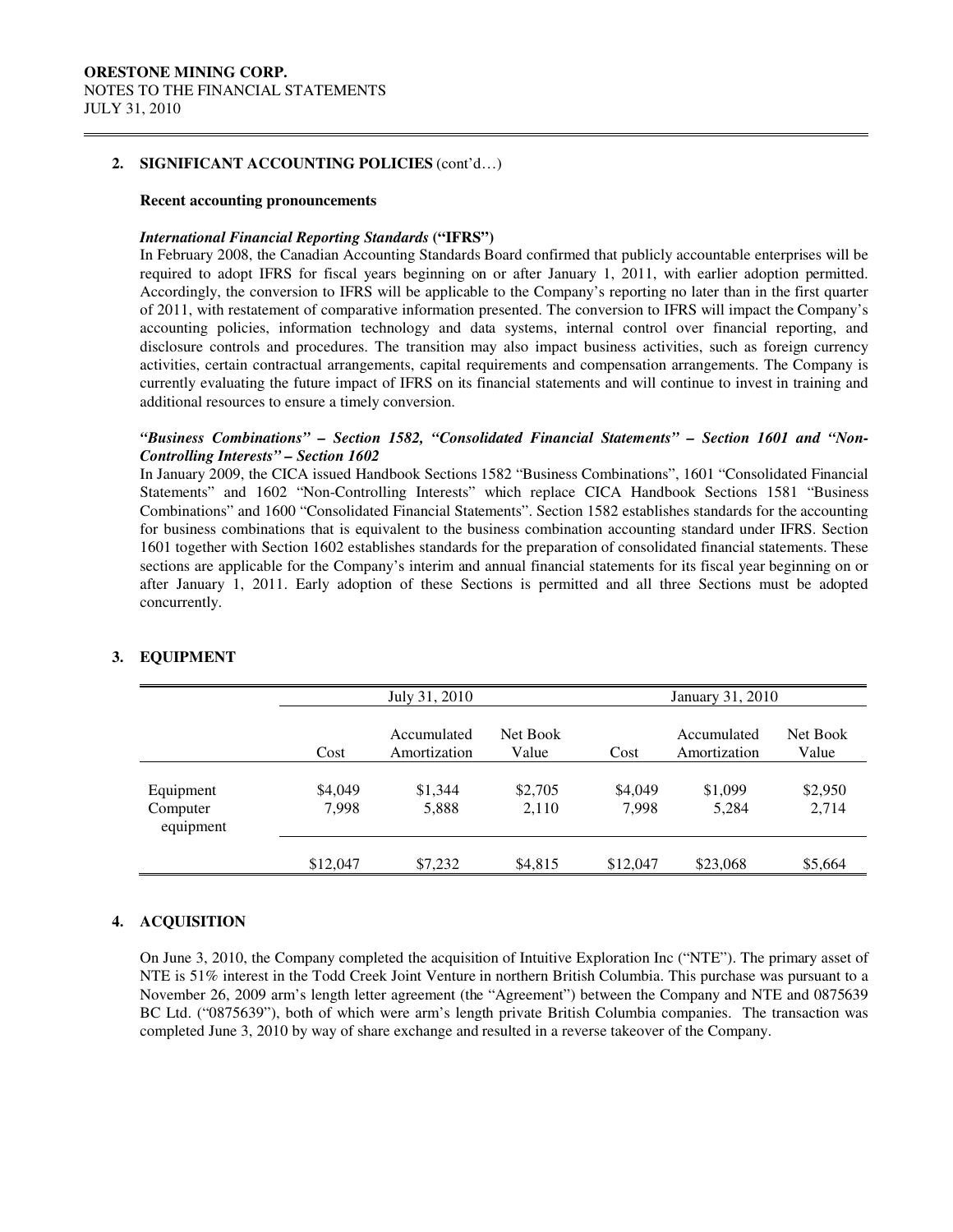**ORESTONE MINING CORP.**
NOTES TO THE FINANCIAL STATEMENTS
JULY 31, 2010

## 2. SIGNIFICANT ACCOUNTING POLICIES (cont'd…)

**Recent accounting pronouncements**

***International Financial Reporting Standards* ("IFRS")**

In February 2008, the Canadian Accounting Standards Board confirmed that publicly accountable enterprises will be required to adopt IFRS for fiscal years beginning on or after January 1, 2011, with earlier adoption permitted. Accordingly, the conversion to IFRS will be applicable to the Company's reporting no later than in the first quarter of 2011, with restatement of comparative information presented. The conversion to IFRS will impact the Company's accounting policies, information technology and data systems, internal control over financial reporting, and disclosure controls and procedures. The transition may also impact business activities, such as foreign currency activities, certain contractual arrangements, capital requirements and compensation arrangements. The Company is currently evaluating the future impact of IFRS on its financial statements and will continue to invest in training and additional resources to ensure a timely conversion.

***"Business Combinations" – Section 1582, "Consolidated Financial Statements" – Section 1601 and "Non-Controlling Interests" – Section 1602***

In January 2009, the CICA issued Handbook Sections 1582 "Business Combinations", 1601 "Consolidated Financial Statements" and 1602 "Non-Controlling Interests" which replace CICA Handbook Sections 1581 "Business Combinations" and 1600 "Consolidated Financial Statements". Section 1582 establishes standards for the accounting for business combinations that is equivalent to the business combination accounting standard under IFRS. Section 1601 together with Section 1602 establishes standards for the preparation of consolidated financial statements. These sections are applicable for the Company's interim and annual financial statements for its fiscal year beginning on or after January 1, 2011. Early adoption of these Sections is permitted and all three Sections must be adopted concurrently.

## 3. EQUIPMENT

| | July 31, 2010 | | | January 31, 2010 | | |
|---|---|---|---|---|---|---|
| | Cost | Accumulated Amortization | Net Book Value | Cost | Accumulated Amortization | Net Book Value |
| Equipment | $4,049 | $1,344 | $2,705 | $4,049 | $1,099 | $2,950 |
| Computer equipment | 7,998 | 5,888 | 2,110 | 7,998 | 5,284 | 2,714 |
| | $12,047 | $7,232 | $4,815 | $12,047 | $23,068 | $5,664 |

## 4. ACQUISITION

On June 3, 2010, the Company completed the acquisition of Intuitive Exploration Inc ("NTE"). The primary asset of NTE is 51% interest in the Todd Creek Joint Venture in northern British Columbia. This purchase was pursuant to a November 26, 2009 arm's length letter agreement (the "Agreement") between the Company and NTE and 0875639 BC Ltd. ("0875639"), both of which were arm's length private British Columbia companies. The transaction was completed June 3, 2010 by way of share exchange and resulted in a reverse takeover of the Company.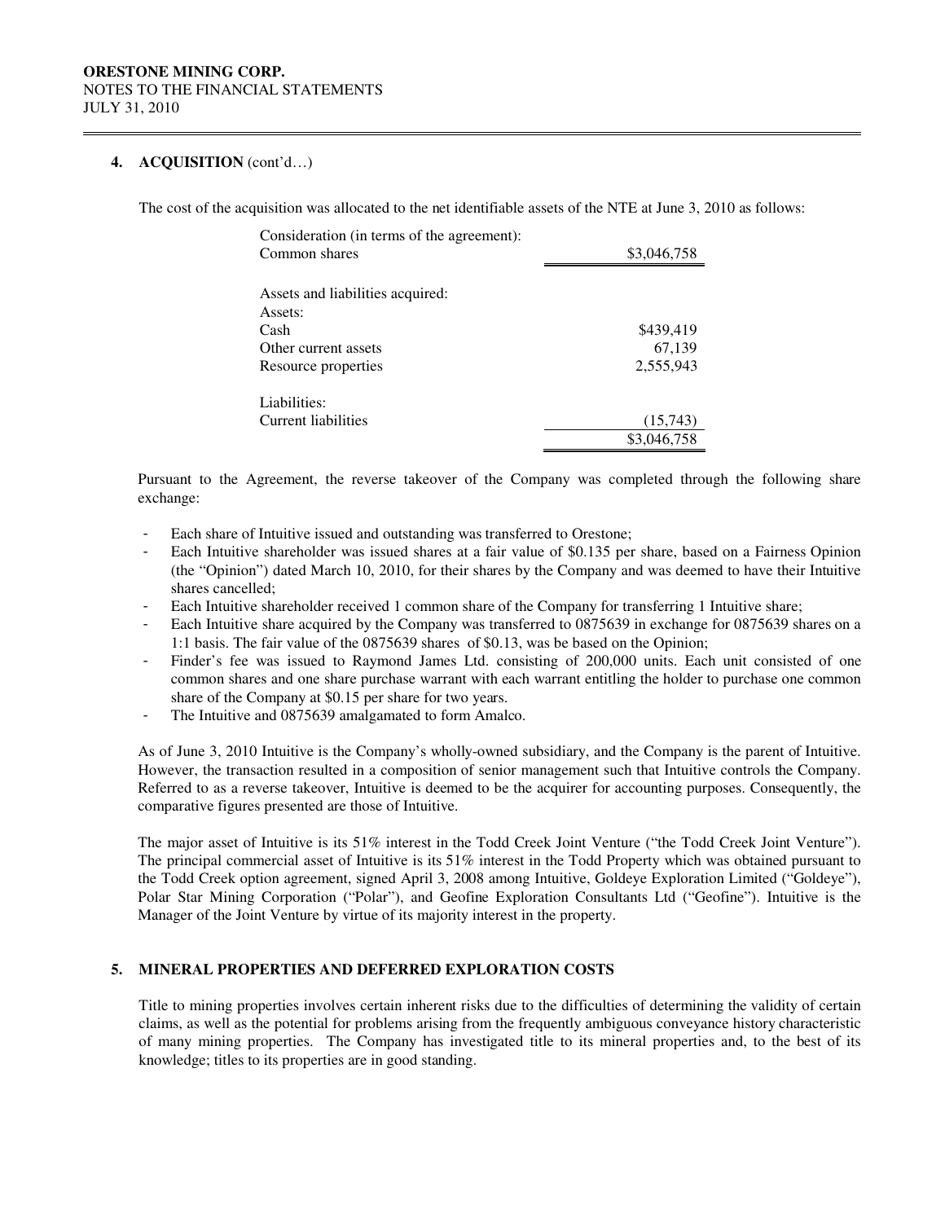## 4. ACQUISITION (cont'd…)

The cost of the acquisition was allocated to the net identifiable assets of the NTE at June 3, 2010 as follows:

| | |
|---|---|
| Consideration (in terms of the agreement): | |
| Common shares | $3,046,758 |
| | |
| Assets and liabilities acquired: | |
| Assets: | |
| Cash | $439,419 |
| Other current assets | 67,139 |
| Resource properties | 2,555,943 |
| | |
| Liabilities: | |
| Current liabilities | (15,743) |
| | $3,046,758 |

Pursuant to the Agreement, the reverse takeover of the Company was completed through the following share exchange:

- Each share of Intuitive issued and outstanding was transferred to Orestone;
- Each Intuitive shareholder was issued shares at a fair value of $0.135 per share, based on a Fairness Opinion (the "Opinion") dated March 10, 2010, for their shares by the Company and was deemed to have their Intuitive shares cancelled;
- Each Intuitive shareholder received 1 common share of the Company for transferring 1 Intuitive share;
- Each Intuitive share acquired by the Company was transferred to 0875639 in exchange for 0875639 shares on a 1:1 basis. The fair value of the 0875639 shares of $0.13, was be based on the Opinion;
- Finder's fee was issued to Raymond James Ltd. consisting of 200,000 units. Each unit consisted of one common shares and one share purchase warrant with each warrant entitling the holder to purchase one common share of the Company at $0.15 per share for two years.
- The Intuitive and 0875639 amalgamated to form Amalco.

As of June 3, 2010 Intuitive is the Company's wholly-owned subsidiary, and the Company is the parent of Intuitive. However, the transaction resulted in a composition of senior management such that Intuitive controls the Company. Referred to as a reverse takeover, Intuitive is deemed to be the acquirer for accounting purposes. Consequently, the comparative figures presented are those of Intuitive.

The major asset of Intuitive is its 51% interest in the Todd Creek Joint Venture ("the Todd Creek Joint Venture"). The principal commercial asset of Intuitive is its 51% interest in the Todd Property which was obtained pursuant to the Todd Creek option agreement, signed April 3, 2008 among Intuitive, Goldeye Exploration Limited ("Goldeye"), Polar Star Mining Corporation ("Polar"), and Geofine Exploration Consultants Ltd ("Geofine"). Intuitive is the Manager of the Joint Venture by virtue of its majority interest in the property.

## 5. MINERAL PROPERTIES AND DEFERRED EXPLORATION COSTS

Title to mining properties involves certain inherent risks due to the difficulties of determining the validity of certain claims, as well as the potential for problems arising from the frequently ambiguous conveyance history characteristic of many mining properties. The Company has investigated title to its mineral properties and, to the best of its knowledge; titles to its properties are in good standing.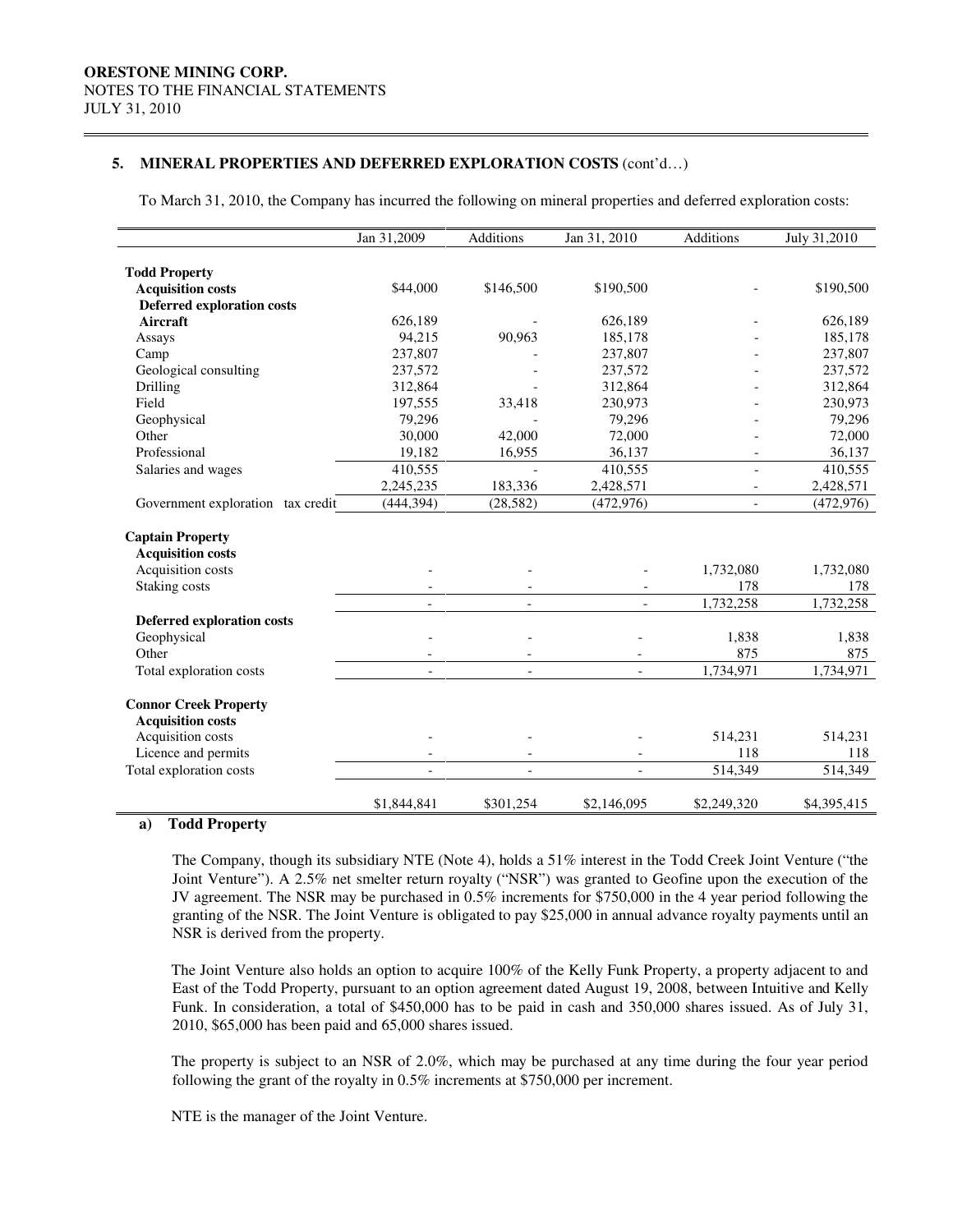**ORESTONE MINING CORP.**
NOTES TO THE FINANCIAL STATEMENTS
JULY 31, 2010

### 5. MINERAL PROPERTIES AND DEFERRED EXPLORATION COSTS (cont'd…)

To March 31, 2010, the Company has incurred the following on mineral properties and deferred exploration costs:

| | Jan 31,2009 | Additions | Jan 31, 2010 | Additions | July 31,2010 |
|---|---|---|---|---|---|
| **Todd Property** | | | | | |
| **Acquisition costs** | $44,000 | $146,500 | $190,500 | - | $190,500 |
| **Deferred exploration costs** | | | | | |
| **Aircraft** | 626,189 | - | 626,189 | - | 626,189 |
| Assays | 94,215 | 90,963 | 185,178 | - | 185,178 |
| Camp | 237,807 | - | 237,807 | - | 237,807 |
| Geological consulting | 237,572 | - | 237,572 | - | 237,572 |
| Drilling | 312,864 | - | 312,864 | - | 312,864 |
| Field | 197,555 | 33,418 | 230,973 | - | 230,973 |
| Geophysical | 79,296 | - | 79,296 | - | 79,296 |
| Other | 30,000 | 42,000 | 72,000 | - | 72,000 |
| Professional | 19,182 | 16,955 | 36,137 | - | 36,137 |
| Salaries and wages | 410,555 | - | 410,555 | - | 410,555 |
| | 2,245,235 | 183,336 | 2,428,571 | - | 2,428,571 |
| Government exploration tax credit | (444,394) | (28,582) | (472,976) | - | (472,976) |
| **Captain Property** | | | | | |
| **Acquisition costs** | | | | | |
| Acquisition costs | - | - | - | 1,732,080 | 1,732,080 |
| Staking costs | - | - | - | 178 | 178 |
| | - | - | - | 1,732,258 | 1,732,258 |
| **Deferred exploration costs** | | | | | |
| Geophysical | - | - | - | 1,838 | 1,838 |
| Other | - | - | - | 875 | 875 |
| Total exploration costs | - | - | - | 1,734,971 | 1,734,971 |
| **Connor Creek Property** | | | | | |
| **Acquisition costs** | | | | | |
| Acquisition costs | - | - | - | 514,231 | 514,231 |
| Licence and permits | - | - | - | 118 | 118 |
| Total exploration costs | - | - | - | 514,349 | 514,349 |
| | $1,844,841 | $301,254 | $2,146,095 | $2,249,320 | $4,395,415 |

**a) Todd Property**

The Company, though its subsidiary NTE (Note 4), holds a 51% interest in the Todd Creek Joint Venture ("the Joint Venture"). A 2.5% net smelter return royalty ("NSR") was granted to Geofine upon the execution of the JV agreement. The NSR may be purchased in 0.5% increments for $750,000 in the 4 year period following the granting of the NSR. The Joint Venture is obligated to pay $25,000 in annual advance royalty payments until an NSR is derived from the property.

The Joint Venture also holds an option to acquire 100% of the Kelly Funk Property, a property adjacent to and East of the Todd Property, pursuant to an option agreement dated August 19, 2008, between Intuitive and Kelly Funk. In consideration, a total of $450,000 has to be paid in cash and 350,000 shares issued. As of July 31, 2010, $65,000 has been paid and 65,000 shares issued.

The property is subject to an NSR of 2.0%, which may be purchased at any time during the four year period following the grant of the royalty in 0.5% increments at $750,000 per increment.

NTE is the manager of the Joint Venture.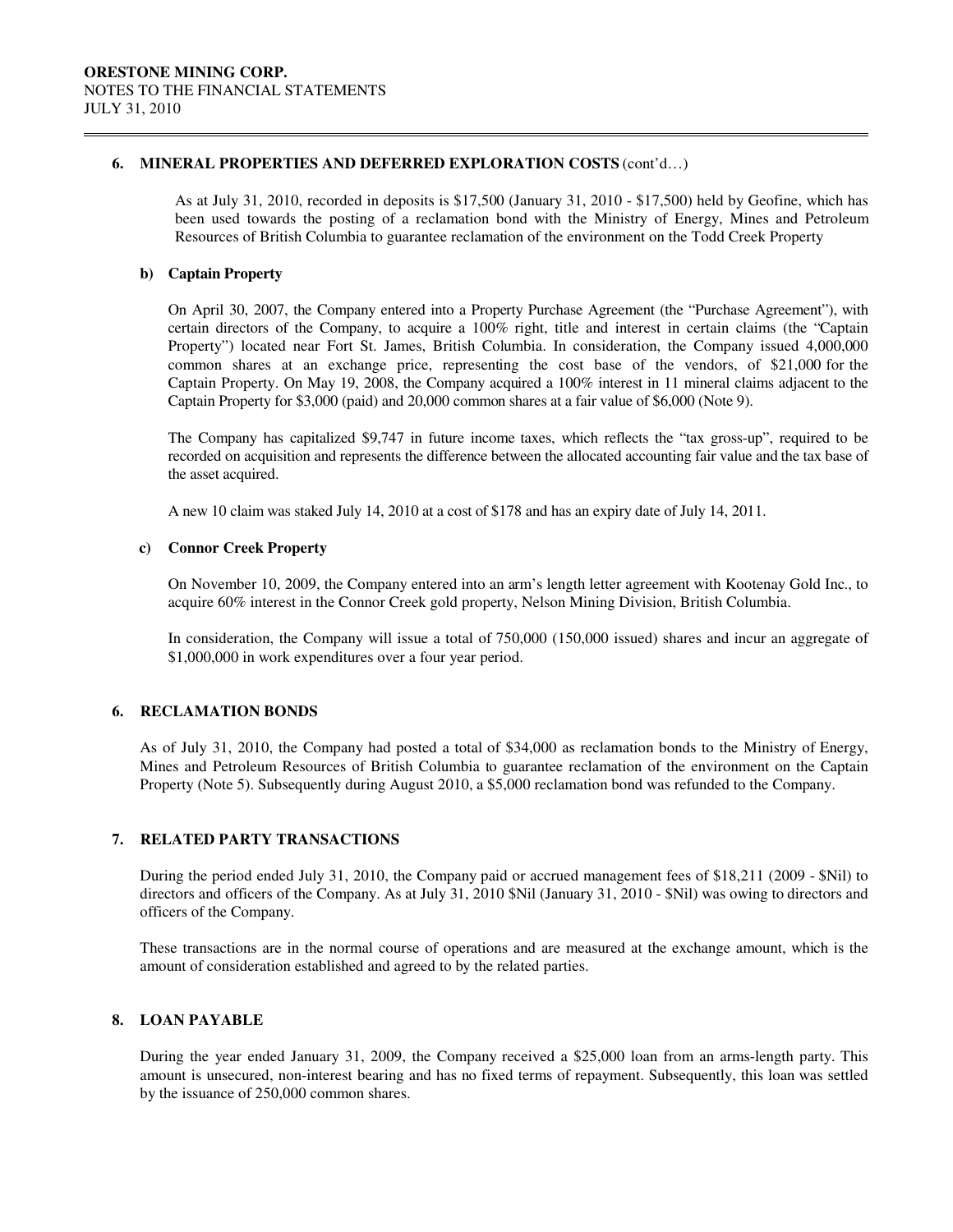## 6. MINERAL PROPERTIES AND DEFERRED EXPLORATION COSTS (cont'd…)

As at July 31, 2010, recorded in deposits is $17,500 (January 31, 2010 - $17,500) held by Geofine, which has been used towards the posting of a reclamation bond with the Ministry of Energy, Mines and Petroleum Resources of British Columbia to guarantee reclamation of the environment on the Todd Creek Property

### b) Captain Property

On April 30, 2007, the Company entered into a Property Purchase Agreement (the "Purchase Agreement"), with certain directors of the Company, to acquire a 100% right, title and interest in certain claims (the "Captain Property") located near Fort St. James, British Columbia. In consideration, the Company issued 4,000,000 common shares at an exchange price, representing the cost base of the vendors, of $21,000 for the Captain Property. On May 19, 2008, the Company acquired a 100% interest in 11 mineral claims adjacent to the Captain Property for $3,000 (paid) and 20,000 common shares at a fair value of $6,000 (Note 9).

The Company has capitalized $9,747 in future income taxes, which reflects the "tax gross-up", required to be recorded on acquisition and represents the difference between the allocated accounting fair value and the tax base of the asset acquired.

A new 10 claim was staked July 14, 2010 at a cost of $178 and has an expiry date of July 14, 2011.

### c) Connor Creek Property

On November 10, 2009, the Company entered into an arm's length letter agreement with Kootenay Gold Inc., to acquire 60% interest in the Connor Creek gold property, Nelson Mining Division, British Columbia.

In consideration, the Company will issue a total of 750,000 (150,000 issued) shares and incur an aggregate of $1,000,000 in work expenditures over a four year period.

## 6. RECLAMATION BONDS

As of July 31, 2010, the Company had posted a total of $34,000 as reclamation bonds to the Ministry of Energy, Mines and Petroleum Resources of British Columbia to guarantee reclamation of the environment on the Captain Property (Note 5). Subsequently during August 2010, a $5,000 reclamation bond was refunded to the Company.

## 7. RELATED PARTY TRANSACTIONS

During the period ended July 31, 2010, the Company paid or accrued management fees of $18,211 (2009 - $Nil) to directors and officers of the Company. As at July 31, 2010 $Nil (January 31, 2010 - $Nil) was owing to directors and officers of the Company.

These transactions are in the normal course of operations and are measured at the exchange amount, which is the amount of consideration established and agreed to by the related parties.

## 8. LOAN PAYABLE

During the year ended January 31, 2009, the Company received a $25,000 loan from an arms-length party. This amount is unsecured, non-interest bearing and has no fixed terms of repayment. Subsequently, this loan was settled by the issuance of 250,000 common shares.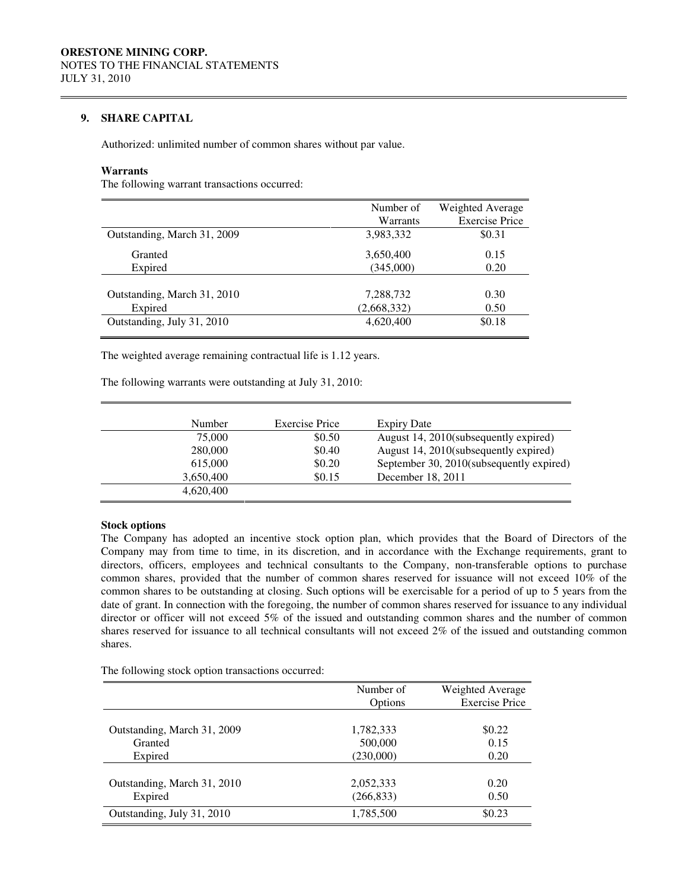**ORESTONE MINING CORP.**
NOTES TO THE FINANCIAL STATEMENTS
JULY 31, 2010

## 9. SHARE CAPITAL

Authorized: unlimited number of common shares without par value.

**Warrants**

The following warrant transactions occurred:

| | Number of Warrants | Weighted Average Exercise Price |
|---|---|---|
| Outstanding, March 31, 2009 | 3,983,332 | $0.31 |
| Granted | 3,650,400 | 0.15 |
| Expired | (345,000) | 0.20 |
| Outstanding, March 31, 2010 | 7,288,732 | 0.30 |
| Expired | (2,668,332) | 0.50 |
| Outstanding, July 31, 2010 | 4,620,400 | $0.18 |

The weighted average remaining contractual life is 1.12 years.

The following warrants were outstanding at July 31, 2010:

| Number | Exercise Price | Expiry Date |
|---|---|---|
| 75,000 | $0.50 | August 14, 2010(subsequently expired) |
| 280,000 | $0.40 | August 14, 2010(subsequently expired) |
| 615,000 | $0.20 | September 30, 2010(subsequently expired) |
| 3,650,400 | $0.15 | December 18, 2011 |
| 4,620,400 | | |

**Stock options**

The Company has adopted an incentive stock option plan, which provides that the Board of Directors of the Company may from time to time, in its discretion, and in accordance with the Exchange requirements, grant to directors, officers, employees and technical consultants to the Company, non-transferable options to purchase common shares, provided that the number of common shares reserved for issuance will not exceed 10% of the common shares to be outstanding at closing. Such options will be exercisable for a period of up to 5 years from the date of grant. In connection with the foregoing, the number of common shares reserved for issuance to any individual director or officer will not exceed 5% of the issued and outstanding common shares and the number of common shares reserved for issuance to all technical consultants will not exceed 2% of the issued and outstanding common shares.

The following stock option transactions occurred:

| | Number of Options | Weighted Average Exercise Price |
|---|---|---|
| Outstanding, March 31, 2009 | 1,782,333 | $0.22 |
| Granted | 500,000 | 0.15 |
| Expired | (230,000) | 0.20 |
| Outstanding, March 31, 2010 | 2,052,333 | 0.20 |
| Expired | (266,833) | 0.50 |
| Outstanding, July 31, 2010 | 1,785,500 | $0.23 |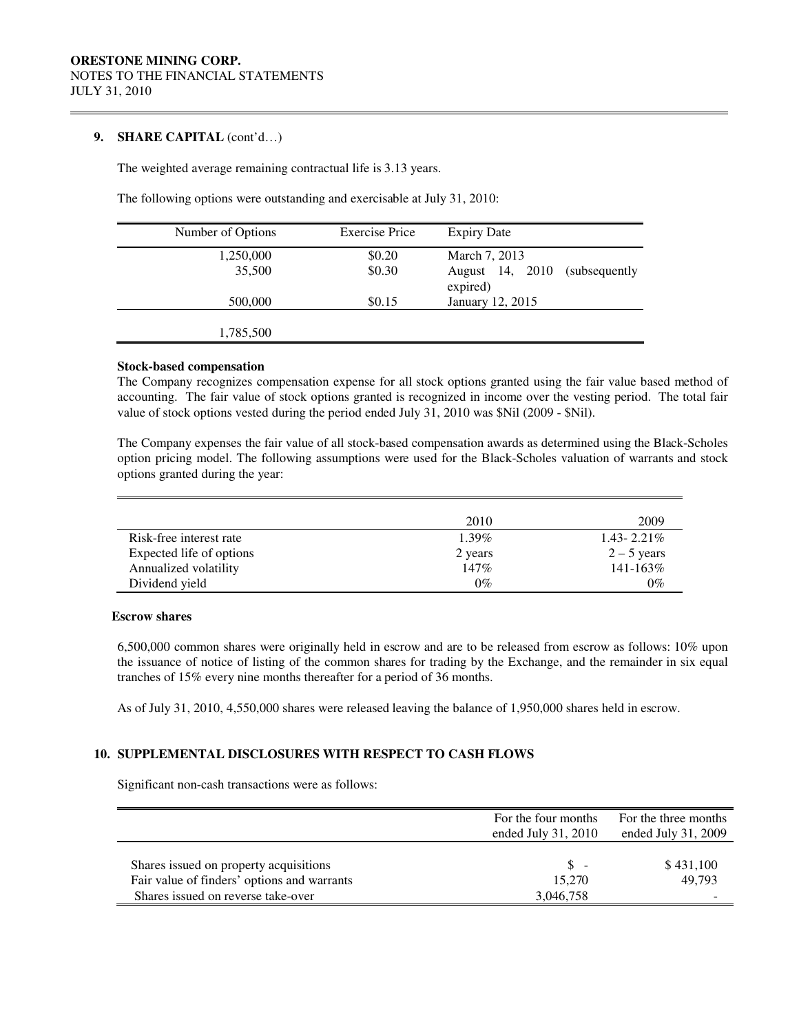**9. SHARE CAPITAL** (cont'd…)

The weighted average remaining contractual life is 3.13 years.

The following options were outstanding and exercisable at July 31, 2010:

| Number of Options | Exercise Price | Expiry Date |
|---|---|---|
| 1,250,000 | $0.20 | March 7, 2013 |
| 35,500 | $0.30 | August 14, 2010 (subsequently expired) |
| 500,000 | $0.15 | January 12, 2015 |
| 1,785,500 | | |

**Stock-based compensation**

The Company recognizes compensation expense for all stock options granted using the fair value based method of accounting. The fair value of stock options granted is recognized in income over the vesting period. The total fair value of stock options vested during the period ended July 31, 2010 was $Nil (2009 - $Nil).

The Company expenses the fair value of all stock-based compensation awards as determined using the Black-Scholes option pricing model. The following assumptions were used for the Black-Scholes valuation of warrants and stock options granted during the year:

| | 2010 | 2009 |
|---|---|---|
| Risk-free interest rate | 1.39% | 1.43- 2.21% |
| Expected life of options | 2 years | 2 – 5 years |
| Annualized volatility | 147% | 141-163% |
| Dividend yield | 0% | 0% |

**Escrow shares**

6,500,000 common shares were originally held in escrow and are to be released from escrow as follows: 10% upon the issuance of notice of listing of the common shares for trading by the Exchange, and the remainder in six equal tranches of 15% every nine months thereafter for a period of 36 months.

As of July 31, 2010, 4,550,000 shares were released leaving the balance of 1,950,000 shares held in escrow.

**10. SUPPLEMENTAL DISCLOSURES WITH RESPECT TO CASH FLOWS**

Significant non-cash transactions were as follows:

| | For the four months ended July 31, 2010 | For the three months ended July 31, 2009 |
|---|---|---|
| Shares issued on property acquisitions | $ - | $ 431,100 |
| Fair value of finders' options and warrants | 15,270 | 49,793 |
| Shares issued on reverse take-over | 3,046,758 | - |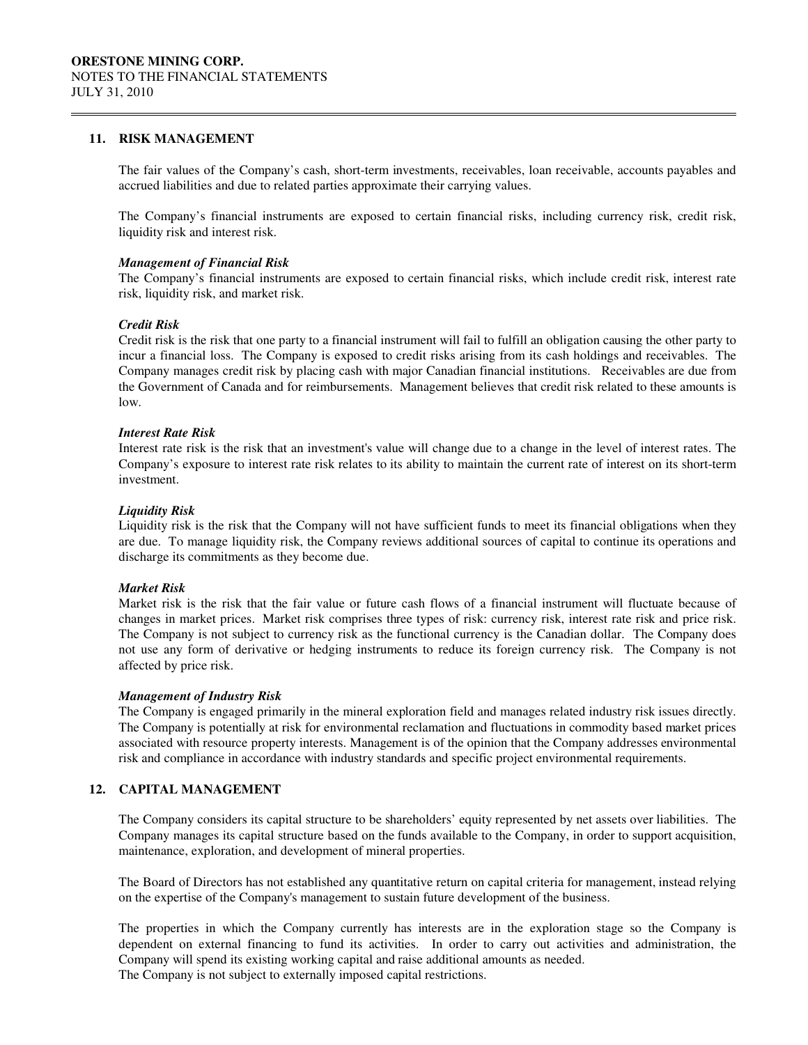## 11. RISK MANAGEMENT

The fair values of the Company's cash, short-term investments, receivables, loan receivable, accounts payables and accrued liabilities and due to related parties approximate their carrying values.

The Company's financial instruments are exposed to certain financial risks, including currency risk, credit risk, liquidity risk and interest risk.

***Management of Financial Risk***

The Company's financial instruments are exposed to certain financial risks, which include credit risk, interest rate risk, liquidity risk, and market risk.

***Credit Risk***

Credit risk is the risk that one party to a financial instrument will fail to fulfill an obligation causing the other party to incur a financial loss. The Company is exposed to credit risks arising from its cash holdings and receivables. The Company manages credit risk by placing cash with major Canadian financial institutions. Receivables are due from the Government of Canada and for reimbursements. Management believes that credit risk related to these amounts is low.

***Interest Rate Risk***

Interest rate risk is the risk that an investment's value will change due to a change in the level of interest rates. The Company's exposure to interest rate risk relates to its ability to maintain the current rate of interest on its short-term investment.

***Liquidity Risk***

Liquidity risk is the risk that the Company will not have sufficient funds to meet its financial obligations when they are due. To manage liquidity risk, the Company reviews additional sources of capital to continue its operations and discharge its commitments as they become due.

***Market Risk***

Market risk is the risk that the fair value or future cash flows of a financial instrument will fluctuate because of changes in market prices. Market risk comprises three types of risk: currency risk, interest rate risk and price risk. The Company is not subject to currency risk as the functional currency is the Canadian dollar. The Company does not use any form of derivative or hedging instruments to reduce its foreign currency risk. The Company is not affected by price risk.

***Management of Industry Risk***

The Company is engaged primarily in the mineral exploration field and manages related industry risk issues directly. The Company is potentially at risk for environmental reclamation and fluctuations in commodity based market prices associated with resource property interests. Management is of the opinion that the Company addresses environmental risk and compliance in accordance with industry standards and specific project environmental requirements.

## 12. CAPITAL MANAGEMENT

The Company considers its capital structure to be shareholders' equity represented by net assets over liabilities. The Company manages its capital structure based on the funds available to the Company, in order to support acquisition, maintenance, exploration, and development of mineral properties.

The Board of Directors has not established any quantitative return on capital criteria for management, instead relying on the expertise of the Company's management to sustain future development of the business.

The properties in which the Company currently has interests are in the exploration stage so the Company is dependent on external financing to fund its activities. In order to carry out activities and administration, the Company will spend its existing working capital and raise additional amounts as needed.
The Company is not subject to externally imposed capital restrictions.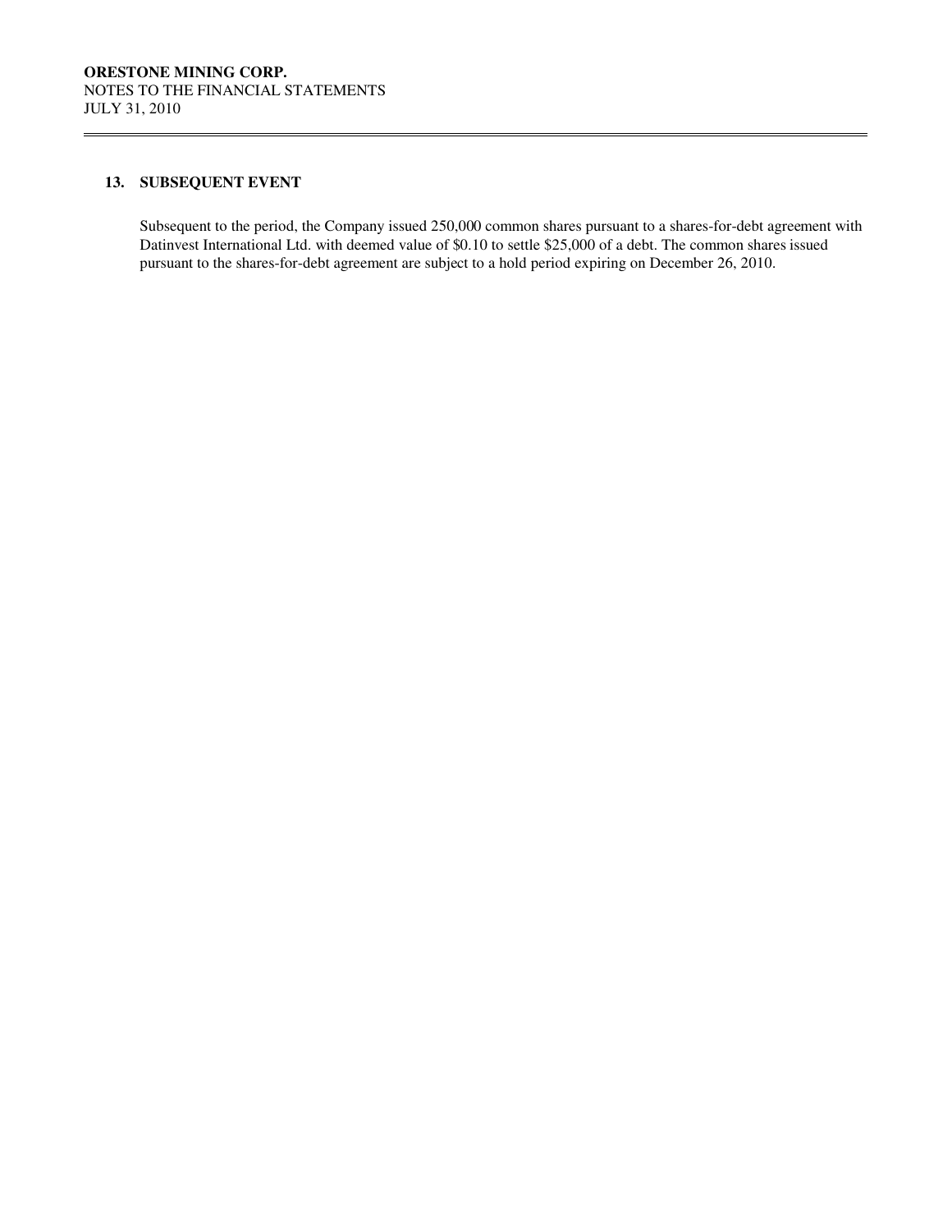## 13. SUBSEQUENT EVENT

Subsequent to the period, the Company issued 250,000 common shares pursuant to a shares-for-debt agreement with Datinvest International Ltd. with deemed value of $0.10 to settle $25,000 of a debt. The common shares issued pursuant to the shares-for-debt agreement are subject to a hold period expiring on December 26, 2010.